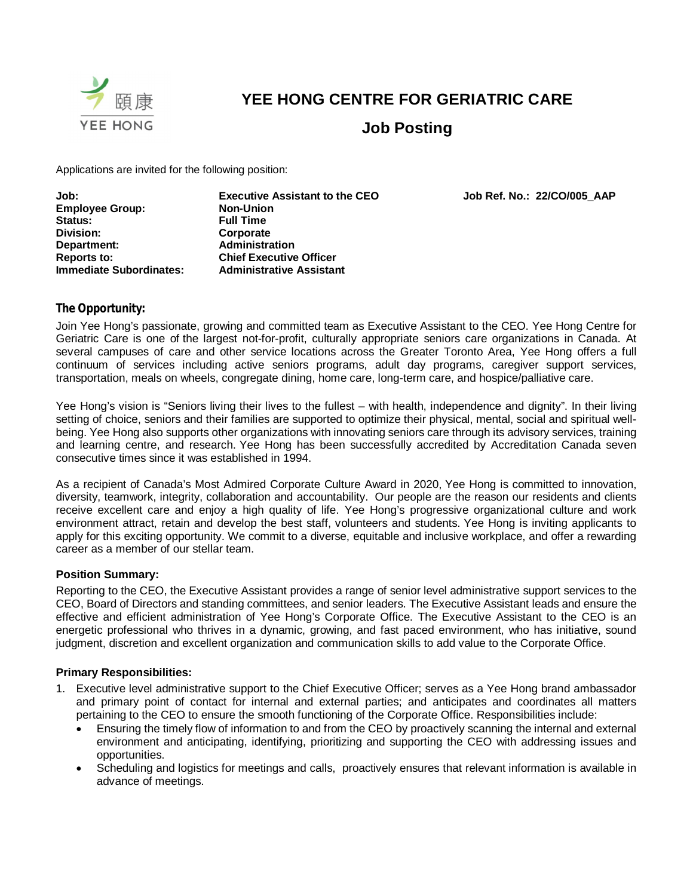# YEE HONG CENTRE FOR GERIATRIC CARE

## Job Posting

Applications are invited for the following position:

| | | |
|---|---|---|
| **Job:** | **Executive Assistant to the CEO** | **Job Ref. No.: 22/CO/005_AAP** |
| **Employee Group:** | **Non-Union** | |
| **Status:** | **Full Time** | |
| **Division:** | **Corporate** | |
| **Department:** | **Administration** | |
| **Reports to:** | **Chief Executive Officer** | |
| **Immediate Subordinates:** | **Administrative Assistant** | |

### The Opportunity:

Join Yee Hong's passionate, growing and committed team as Executive Assistant to the CEO. Yee Hong Centre for Geriatric Care is one of the largest not-for-profit, culturally appropriate seniors care organizations in Canada. At several campuses of care and other service locations across the Greater Toronto Area, Yee Hong offers a full continuum of services including active seniors programs, adult day programs, caregiver support services, transportation, meals on wheels, congregate dining, home care, long-term care, and hospice/palliative care.

Yee Hong's vision is "Seniors living their lives to the fullest – with health, independence and dignity". In their living setting of choice, seniors and their families are supported to optimize their physical, mental, social and spiritual well-being. Yee Hong also supports other organizations with innovating seniors care through its advisory services, training and learning centre, and research. Yee Hong has been successfully accredited by Accreditation Canada seven consecutive times since it was established in 1994.

As a recipient of Canada's Most Admired Corporate Culture Award in 2020, Yee Hong is committed to innovation, diversity, teamwork, integrity, collaboration and accountability. Our people are the reason our residents and clients receive excellent care and enjoy a high quality of life. Yee Hong's progressive organizational culture and work environment attract, retain and develop the best staff, volunteers and students. Yee Hong is inviting applicants to apply for this exciting opportunity. We commit to a diverse, equitable and inclusive workplace, and offer a rewarding career as a member of our stellar team.

**Position Summary:**

Reporting to the CEO, the Executive Assistant provides a range of senior level administrative support services to the CEO, Board of Directors and standing committees, and senior leaders. The Executive Assistant leads and ensure the effective and efficient administration of Yee Hong's Corporate Office. The Executive Assistant to the CEO is an energetic professional who thrives in a dynamic, growing, and fast paced environment, who has initiative, sound judgment, discretion and excellent organization and communication skills to add value to the Corporate Office.

**Primary Responsibilities:**

1. Executive level administrative support to the Chief Executive Officer; serves as a Yee Hong brand ambassador and primary point of contact for internal and external parties; and anticipates and coordinates all matters pertaining to the CEO to ensure the smooth functioning of the Corporate Office. Responsibilities include:
   - Ensuring the timely flow of information to and from the CEO by proactively scanning the internal and external environment and anticipating, identifying, prioritizing and supporting the CEO with addressing issues and opportunities.
   - Scheduling and logistics for meetings and calls, proactively ensures that relevant information is available in advance of meetings.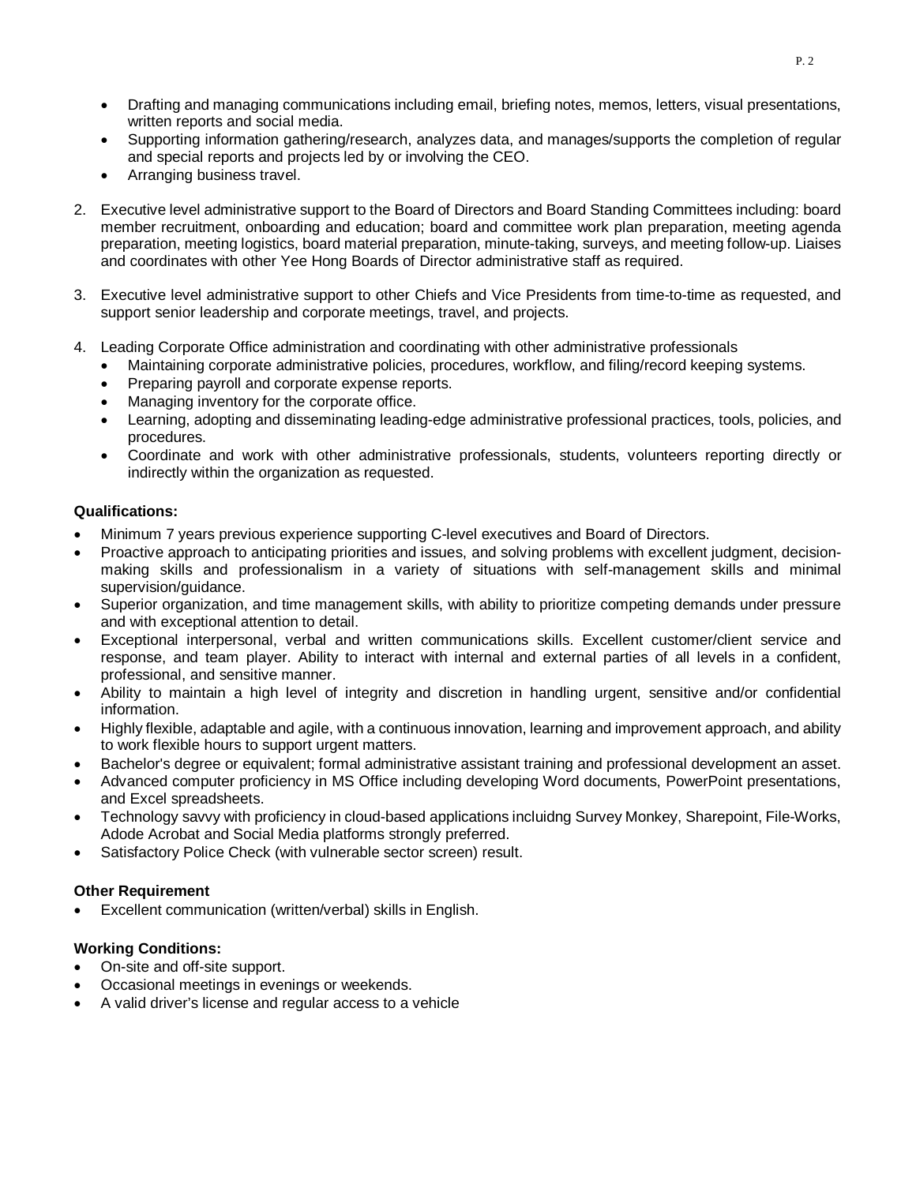- Drafting and managing communications including email, briefing notes, memos, letters, visual presentations, written reports and social media.
- Supporting information gathering/research, analyzes data, and manages/supports the completion of regular and special reports and projects led by or involving the CEO.
- Arranging business travel.

2. Executive level administrative support to the Board of Directors and Board Standing Committees including: board member recruitment, onboarding and education; board and committee work plan preparation, meeting agenda preparation, meeting logistics, board material preparation, minute-taking, surveys, and meeting follow-up. Liaises and coordinates with other Yee Hong Boards of Director administrative staff as required.

3. Executive level administrative support to other Chiefs and Vice Presidents from time-to-time as requested, and support senior leadership and corporate meetings, travel, and projects.

4. Leading Corporate Office administration and coordinating with other administrative professionals
   - Maintaining corporate administrative policies, procedures, workflow, and filing/record keeping systems.
   - Preparing payroll and corporate expense reports.
   - Managing inventory for the corporate office.
   - Learning, adopting and disseminating leading-edge administrative professional practices, tools, policies, and procedures.
   - Coordinate and work with other administrative professionals, students, volunteers reporting directly or indirectly within the organization as requested.

**Qualifications:**

- Minimum 7 years previous experience supporting C-level executives and Board of Directors.
- Proactive approach to anticipating priorities and issues, and solving problems with excellent judgment, decision-making skills and professionalism in a variety of situations with self-management skills and minimal supervision/guidance.
- Superior organization, and time management skills, with ability to prioritize competing demands under pressure and with exceptional attention to detail.
- Exceptional interpersonal, verbal and written communications skills. Excellent customer/client service and response, and team player. Ability to interact with internal and external parties of all levels in a confident, professional, and sensitive manner.
- Ability to maintain a high level of integrity and discretion in handling urgent, sensitive and/or confidential information.
- Highly flexible, adaptable and agile, with a continuous innovation, learning and improvement approach, and ability to work flexible hours to support urgent matters.
- Bachelor's degree or equivalent; formal administrative assistant training and professional development an asset.
- Advanced computer proficiency in MS Office including developing Word documents, PowerPoint presentations, and Excel spreadsheets.
- Technology savvy with proficiency in cloud-based applications incluidng Survey Monkey, Sharepoint, File-Works, Adode Acrobat and Social Media platforms strongly preferred.
- Satisfactory Police Check (with vulnerable sector screen) result.

**Other Requirement**

- Excellent communication (written/verbal) skills in English.

**Working Conditions:**

- On-site and off-site support.
- Occasional meetings in evenings or weekends.
- A valid driver's license and regular access to a vehicle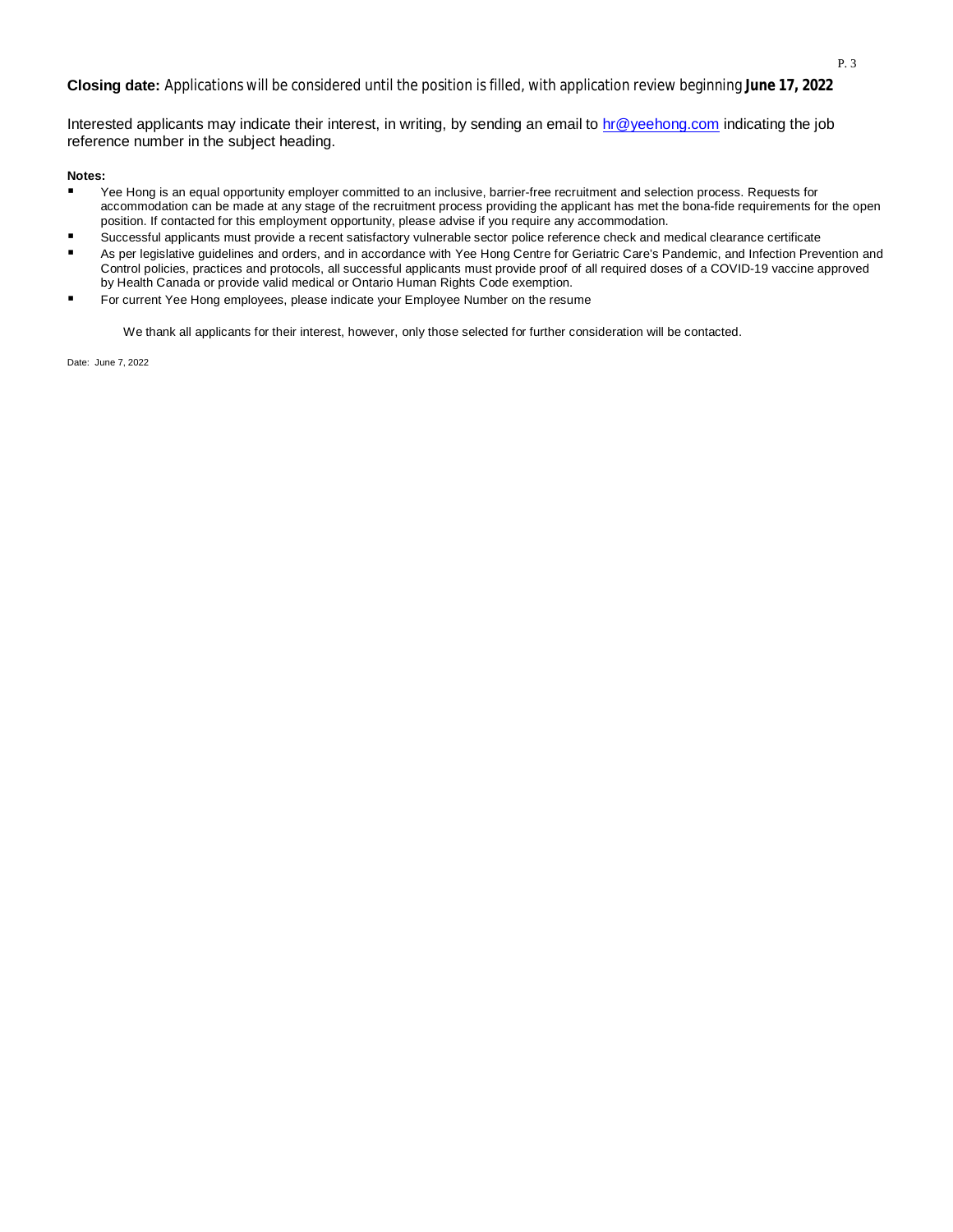**Closing date:** Applications will be considered until the position is filled, with application review beginning **June 17, 2022**

Interested applicants may indicate their interest, in writing, by sending an email to hr@yeehong.com indicating the job reference number in the subject heading.

**Notes:**

- Yee Hong is an equal opportunity employer committed to an inclusive, barrier-free recruitment and selection process. Requests for accommodation can be made at any stage of the recruitment process providing the applicant has met the bona-fide requirements for the open position. If contacted for this employment opportunity, please advise if you require any accommodation.
- Successful applicants must provide a recent satisfactory vulnerable sector police reference check and medical clearance certificate
- As per legislative guidelines and orders, and in accordance with Yee Hong Centre for Geriatric Care's Pandemic, and Infection Prevention and Control policies, practices and protocols, all successful applicants must provide proof of all required doses of a COVID-19 vaccine approved by Health Canada or provide valid medical or Ontario Human Rights Code exemption.
- For current Yee Hong employees, please indicate your Employee Number on the resume

We thank all applicants for their interest, however, only those selected for further consideration will be contacted.

Date: June 7, 2022